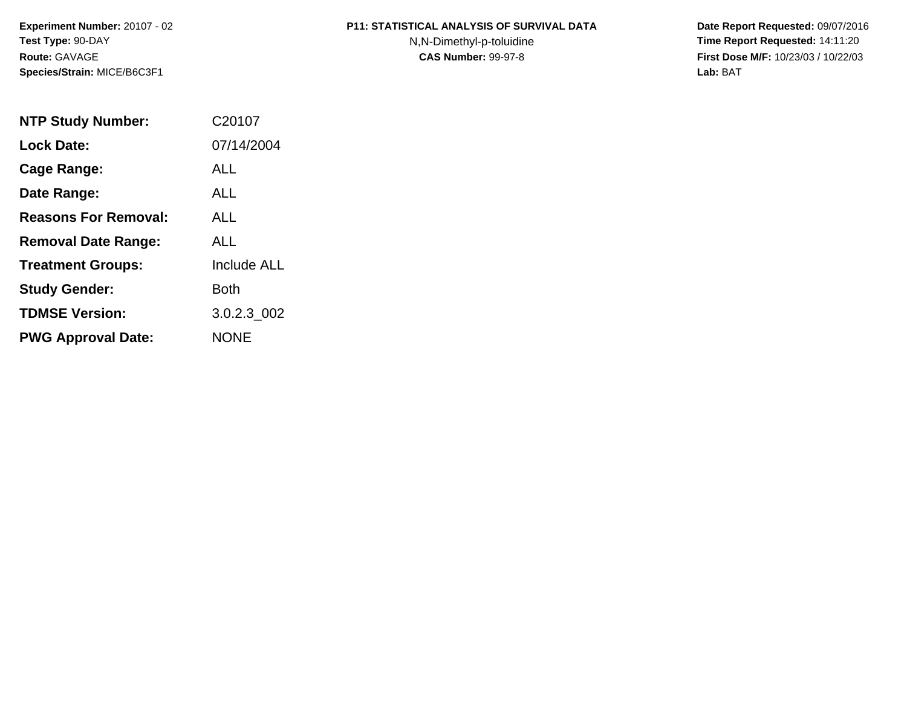**Experiment Number:** 20107 - 02
**Test Type:** 90-DAY
**Route:** GAVAGE
**Species/Strain:** MICE/B6C3F1

**P11: STATISTICAL ANALYSIS OF SURVIVAL DATA**
N,N-Dimethyl-p-toluidine
**CAS Number:** 99-97-8

**Date Report Requested:** 09/07/2016
**Time Report Requested:** 14:11:20
**First Dose M/F:** 10/23/03 / 10/22/03
**Lab:** BAT

| | |
|---|---|
| **NTP Study Number:** | C20107 |
| **Lock Date:** | 07/14/2004 |
| **Cage Range:** | ALL |
| **Date Range:** | ALL |
| **Reasons For Removal:** | ALL |
| **Removal Date Range:** | ALL |
| **Treatment Groups:** | Include ALL |
| **Study Gender:** | Both |
| **TDMSE Version:** | 3.0.2.3_002 |
| **PWG Approval Date:** | NONE |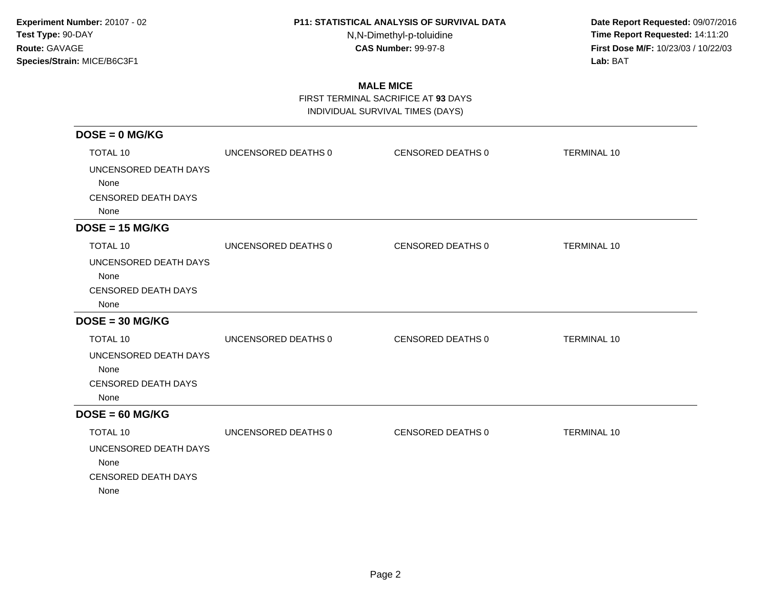**Experiment Number:** 20107 - 02
**Test Type:** 90-DAY
**Route:** GAVAGE
**Species/Strain:** MICE/B6C3F1

**P11: STATISTICAL ANALYSIS OF SURVIVAL DATA**
N,N-Dimethyl-p-toluidine
**CAS Number:** 99-97-8

**Date Report Requested:** 09/07/2016
**Time Report Requested:** 14:11:20
**First Dose M/F:** 10/23/03 / 10/22/03
**Lab:** BAT

## MALE MICE

FIRST TERMINAL SACRIFICE AT **93** DAYS
INDIVIDUAL SURVIVAL TIMES (DAYS)

### DOSE = 0 MG/KG

TOTAL 10 | UNCENSORED DEATHS 0 | CENSORED DEATHS 0 | TERMINAL 10

UNCENSORED DEATH DAYS
None
CENSORED DEATH DAYS
None

### DOSE = 15 MG/KG

TOTAL 10 | UNCENSORED DEATHS 0 | CENSORED DEATHS 0 | TERMINAL 10

UNCENSORED DEATH DAYS
None
CENSORED DEATH DAYS
None

### DOSE = 30 MG/KG

TOTAL 10 | UNCENSORED DEATHS 0 | CENSORED DEATHS 0 | TERMINAL 10

UNCENSORED DEATH DAYS
None
CENSORED DEATH DAYS
None

### DOSE = 60 MG/KG

TOTAL 10 | UNCENSORED DEATHS 0 | CENSORED DEATHS 0 | TERMINAL 10

UNCENSORED DEATH DAYS
None
CENSORED DEATH DAYS
None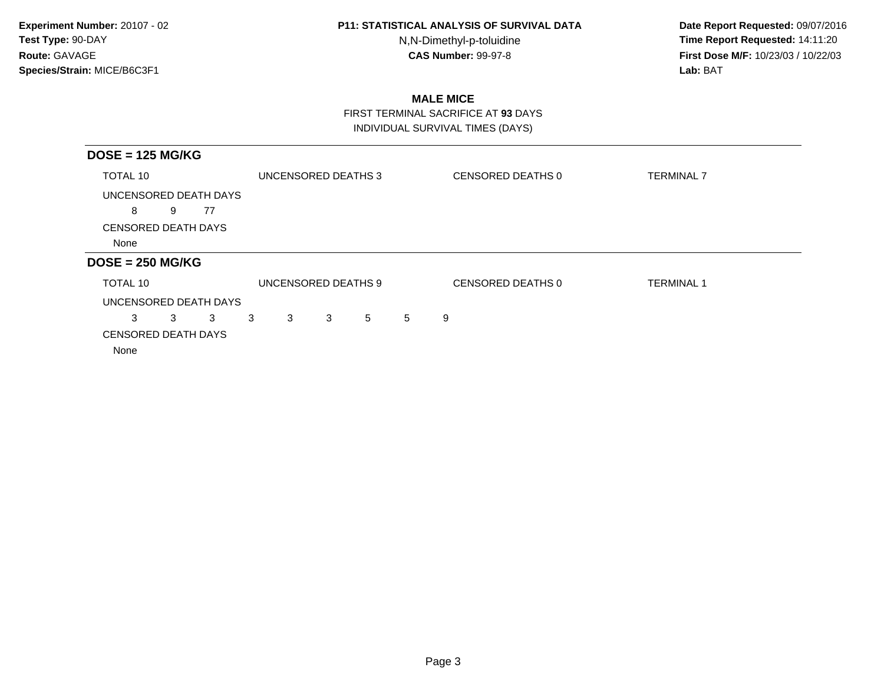**Experiment Number:** 20107 - 02
**Test Type:** 90-DAY
**Route:** GAVAGE
**Species/Strain:** MICE/B6C3F1

**P11: STATISTICAL ANALYSIS OF SURVIVAL DATA**
N,N-Dimethyl-p-toluidine
**CAS Number:** 99-97-8

**Date Report Requested:** 09/07/2016
**Time Report Requested:** 14:11:20
**First Dose M/F:** 10/23/03 / 10/22/03
**Lab:** BAT

## MALE MICE

FIRST TERMINAL SACRIFICE AT **93** DAYS
INDIVIDUAL SURVIVAL TIMES (DAYS)

### DOSE = 125 MG/KG

TOTAL 10 UNCENSORED DEATHS 3 CENSORED DEATHS 0 TERMINAL 7

UNCENSORED DEATH DAYS

8 9 77

CENSORED DEATH DAYS

None

### DOSE = 250 MG/KG

TOTAL 10 UNCENSORED DEATHS 9 CENSORED DEATHS 0 TERMINAL 1

UNCENSORED DEATH DAYS

3 3 3 3 3 3 5 5 9

CENSORED DEATH DAYS

None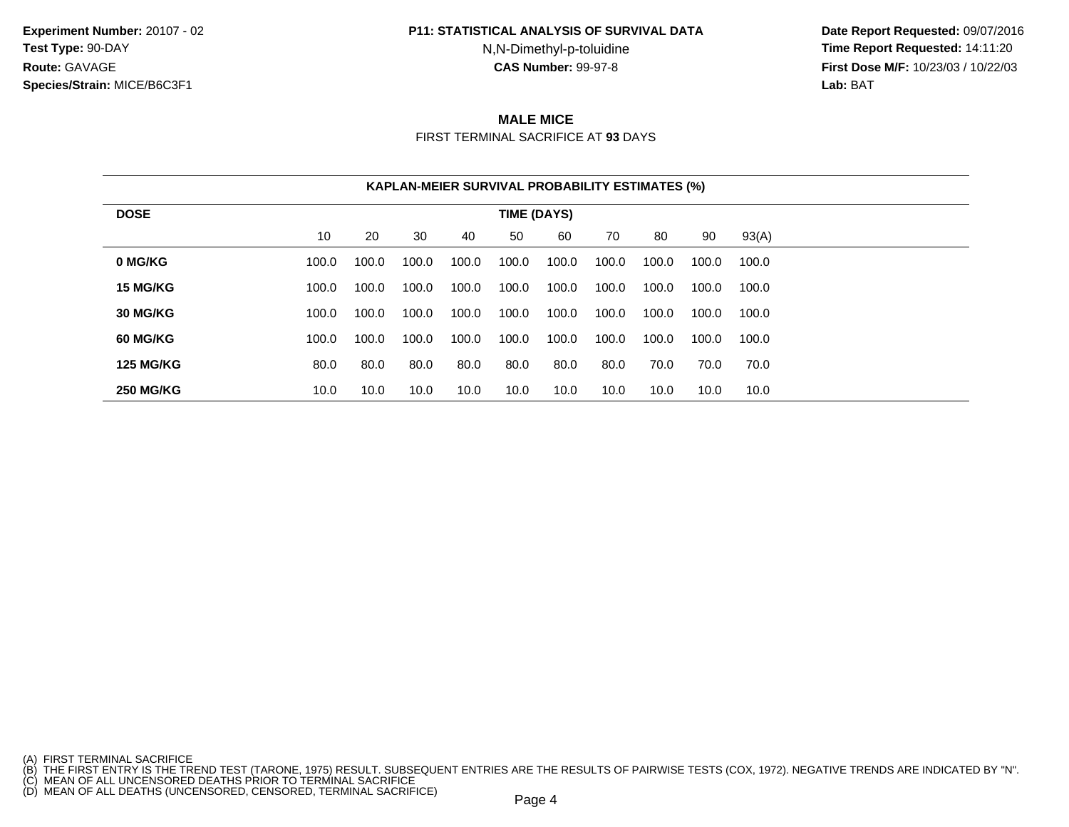**Experiment Number:** 20107 - 02
**Test Type:** 90-DAY
**Route:** GAVAGE
**Species/Strain:** MICE/B6C3F1

**P11: STATISTICAL ANALYSIS OF SURVIVAL DATA**
N,N-Dimethyl-p-toluidine
**CAS Number:** 99-97-8

**Date Report Requested:** 09/07/2016
**Time Report Requested:** 14:11:20
**First Dose M/F:** 10/23/03 / 10/22/03
**Lab:** BAT

## MALE MICE

FIRST TERMINAL SACRIFICE AT **93** DAYS

**KAPLAN-MEIER SURVIVAL PROBABILITY ESTIMATES (%)**

| DOSE | TIME (DAYS) | | | | | | | | | |
|---|---|---|---|---|---|---|---|---|---|---|
| | 10 | 20 | 30 | 40 | 50 | 60 | 70 | 80 | 90 | 93(A) |
| **0 MG/KG** | 100.0 | 100.0 | 100.0 | 100.0 | 100.0 | 100.0 | 100.0 | 100.0 | 100.0 | 100.0 |
| **15 MG/KG** | 100.0 | 100.0 | 100.0 | 100.0 | 100.0 | 100.0 | 100.0 | 100.0 | 100.0 | 100.0 |
| **30 MG/KG** | 100.0 | 100.0 | 100.0 | 100.0 | 100.0 | 100.0 | 100.0 | 100.0 | 100.0 | 100.0 |
| **60 MG/KG** | 100.0 | 100.0 | 100.0 | 100.0 | 100.0 | 100.0 | 100.0 | 100.0 | 100.0 | 100.0 |
| **125 MG/KG** | 80.0 | 80.0 | 80.0 | 80.0 | 80.0 | 80.0 | 80.0 | 70.0 | 70.0 | 70.0 |
| **250 MG/KG** | 10.0 | 10.0 | 10.0 | 10.0 | 10.0 | 10.0 | 10.0 | 10.0 | 10.0 | 10.0 |

(A) FIRST TERMINAL SACRIFICE
(B) THE FIRST ENTRY IS THE TREND TEST (TARONE, 1975) RESULT. SUBSEQUENT ENTRIES ARE THE RESULTS OF PAIRWISE TESTS (COX, 1972). NEGATIVE TRENDS ARE INDICATED BY "N".
(C) MEAN OF ALL UNCENSORED DEATHS PRIOR TO TERMINAL SACRIFICE
(D) MEAN OF ALL DEATHS (UNCENSORED, CENSORED, TERMINAL SACRIFICE)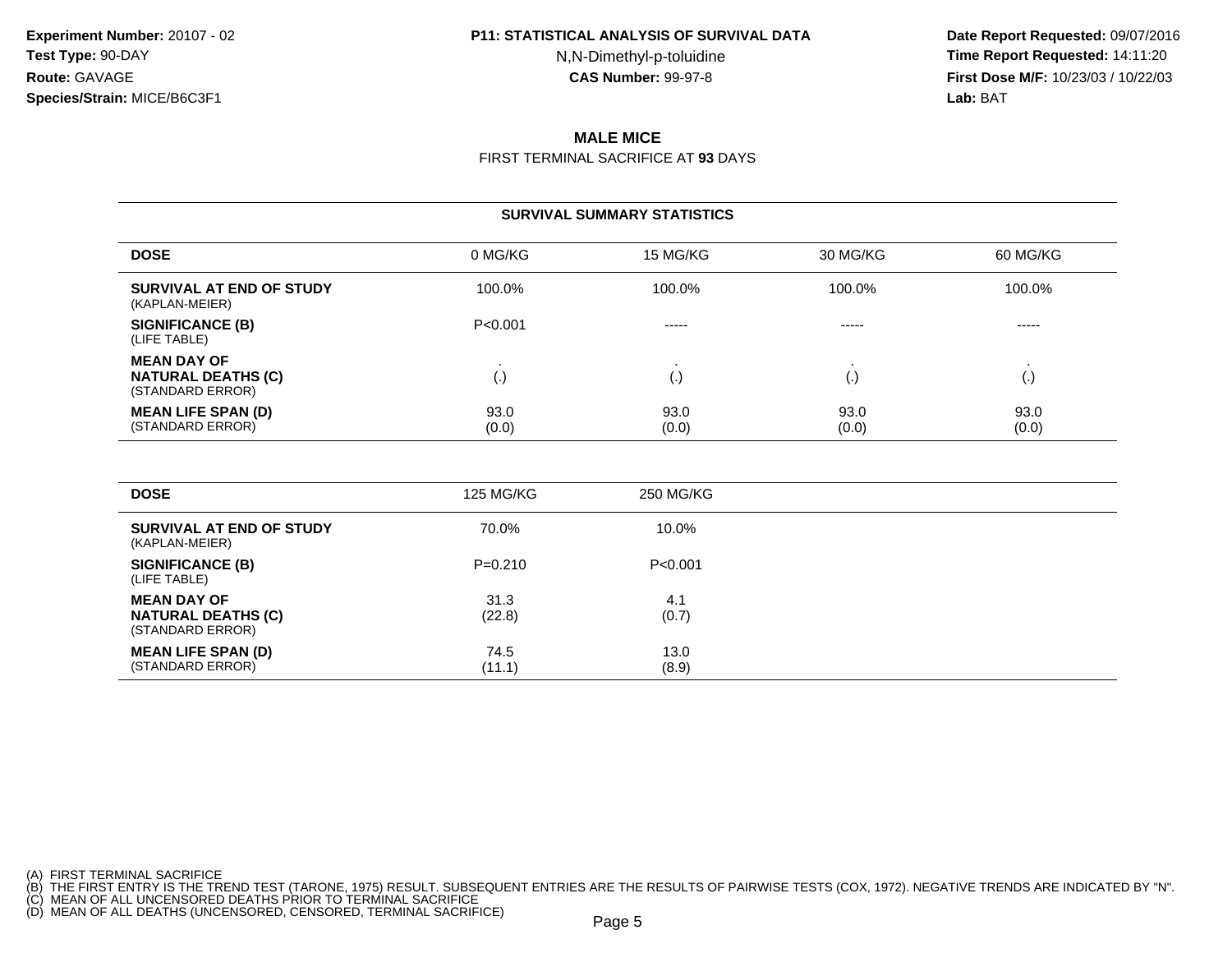**Experiment Number:** 20107 - 02
**Test Type:** 90-DAY
**Route:** GAVAGE
**Species/Strain:** MICE/B6C3F1

**P11: STATISTICAL ANALYSIS OF SURVIVAL DATA**
N,N-Dimethyl-p-toluidine
**CAS Number:** 99-97-8

**Date Report Requested:** 09/07/2016
**Time Report Requested:** 14:11:20
**First Dose M/F:** 10/23/03 / 10/22/03
**Lab:** BAT

## MALE MICE

FIRST TERMINAL SACRIFICE AT **93** DAYS

### SURVIVAL SUMMARY STATISTICS

| DOSE | 0 MG/KG | 15 MG/KG | 30 MG/KG | 60 MG/KG |
|---|---|---|---|---|
| **SURVIVAL AT END OF STUDY** (KAPLAN-MEIER) | 100.0% | 100.0% | 100.0% | 100.0% |
| **SIGNIFICANCE (B)** (LIFE TABLE) | P<0.001 | ----- | ----- | ----- |
| **MEAN DAY OF NATURAL DEATHS (C)** (STANDARD ERROR) | . (.) | . (.) | . (.) | . (.) |
| **MEAN LIFE SPAN (D)** (STANDARD ERROR) | 93.0 (0.0) | 93.0 (0.0) | 93.0 (0.0) | 93.0 (0.0) |

| DOSE | 125 MG/KG | 250 MG/KG |
|---|---|---|
| **SURVIVAL AT END OF STUDY** (KAPLAN-MEIER) | 70.0% | 10.0% |
| **SIGNIFICANCE (B)** (LIFE TABLE) | P=0.210 | P<0.001 |
| **MEAN DAY OF NATURAL DEATHS (C)** (STANDARD ERROR) | 31.3 (22.8) | 4.1 (0.7) |
| **MEAN LIFE SPAN (D)** (STANDARD ERROR) | 74.5 (11.1) | 13.0 (8.9) |

(A) FIRST TERMINAL SACRIFICE
(B) THE FIRST ENTRY IS THE TREND TEST (TARONE, 1975) RESULT. SUBSEQUENT ENTRIES ARE THE RESULTS OF PAIRWISE TESTS (COX, 1972). NEGATIVE TRENDS ARE INDICATED BY "N".
(C) MEAN OF ALL UNCENSORED DEATHS PRIOR TO TERMINAL SACRIFICE
(D) MEAN OF ALL DEATHS (UNCENSORED, CENSORED, TERMINAL SACRIFICE)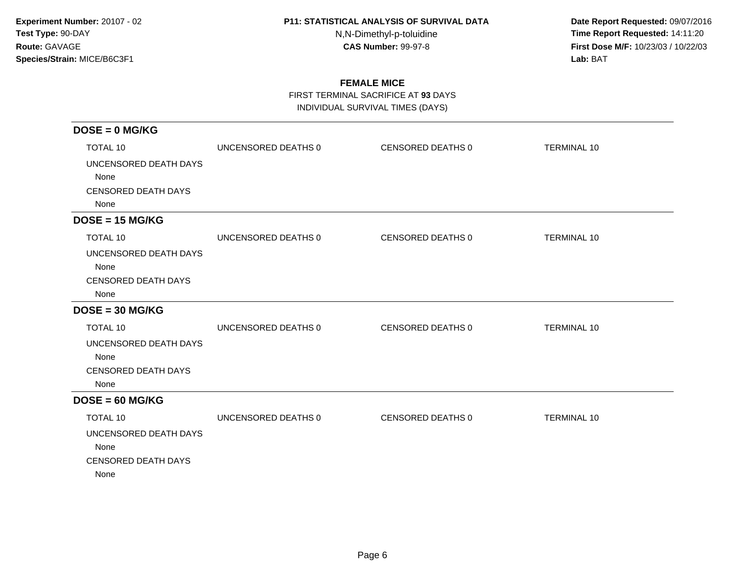**Experiment Number:** 20107 - 02
**Test Type:** 90-DAY
**Route:** GAVAGE
**Species/Strain:** MICE/B6C3F1

**P11: STATISTICAL ANALYSIS OF SURVIVAL DATA**
N,N-Dimethyl-p-toluidine
**CAS Number:** 99-97-8

**Date Report Requested:** 09/07/2016
**Time Report Requested:** 14:11:20
**First Dose M/F:** 10/23/03 / 10/22/03
**Lab:** BAT

## FEMALE MICE

FIRST TERMINAL SACRIFICE AT **93** DAYS
INDIVIDUAL SURVIVAL TIMES (DAYS)

### DOSE = 0 MG/KG

| TOTAL 10 | UNCENSORED DEATHS 0 | CENSORED DEATHS 0 | TERMINAL 10 |
|---|---|---|---|

UNCENSORED DEATH DAYS
None
CENSORED DEATH DAYS
None

### DOSE = 15 MG/KG

| TOTAL 10 | UNCENSORED DEATHS 0 | CENSORED DEATHS 0 | TERMINAL 10 |
|---|---|---|---|

UNCENSORED DEATH DAYS
None
CENSORED DEATH DAYS
None

### DOSE = 30 MG/KG

| TOTAL 10 | UNCENSORED DEATHS 0 | CENSORED DEATHS 0 | TERMINAL 10 |
|---|---|---|---|

UNCENSORED DEATH DAYS
None
CENSORED DEATH DAYS
None

### DOSE = 60 MG/KG

| TOTAL 10 | UNCENSORED DEATHS 0 | CENSORED DEATHS 0 | TERMINAL 10 |
|---|---|---|---|

UNCENSORED DEATH DAYS
None
CENSORED DEATH DAYS
None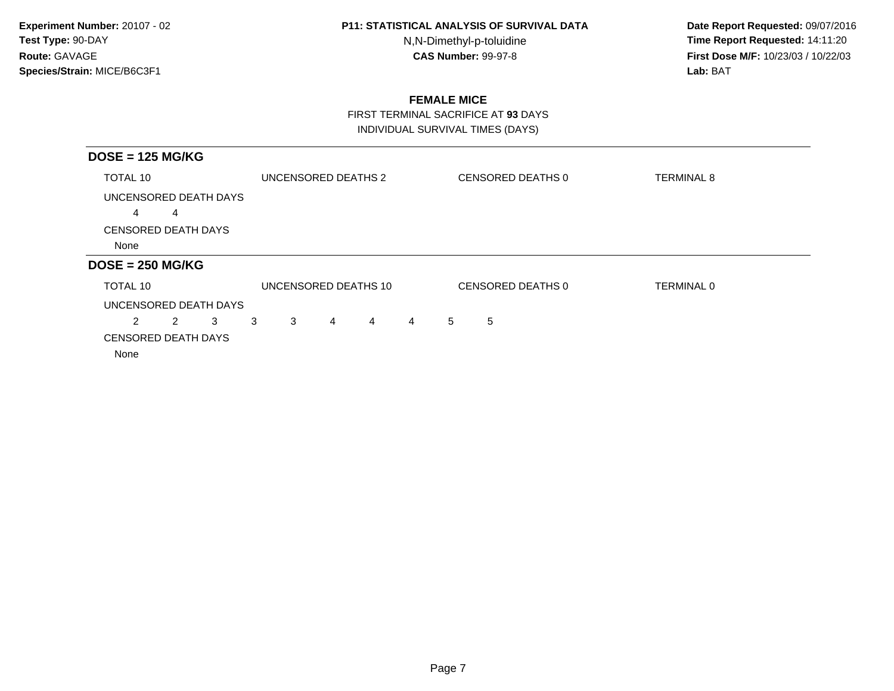**Experiment Number:** 20107 - 02
**Test Type:** 90-DAY
**Route:** GAVAGE
**Species/Strain:** MICE/B6C3F1

**P11: STATISTICAL ANALYSIS OF SURVIVAL DATA**
N,N-Dimethyl-p-toluidine
**CAS Number:** 99-97-8

**Date Report Requested:** 09/07/2016
**Time Report Requested:** 14:11:20
**First Dose M/F:** 10/23/03 / 10/22/03
**Lab:** BAT

## FEMALE MICE

FIRST TERMINAL SACRIFICE AT **93** DAYS
INDIVIDUAL SURVIVAL TIMES (DAYS)

### DOSE = 125 MG/KG

TOTAL 10 | UNCENSORED DEATHS 2 | CENSORED DEATHS 0 | TERMINAL 8

UNCENSORED DEATH DAYS

4 4

CENSORED DEATH DAYS

None

### DOSE = 250 MG/KG

TOTAL 10 | UNCENSORED DEATHS 10 | CENSORED DEATHS 0 | TERMINAL 0

UNCENSORED DEATH DAYS

2 2 3 3 3 4 4 4 5 5

CENSORED DEATH DAYS

None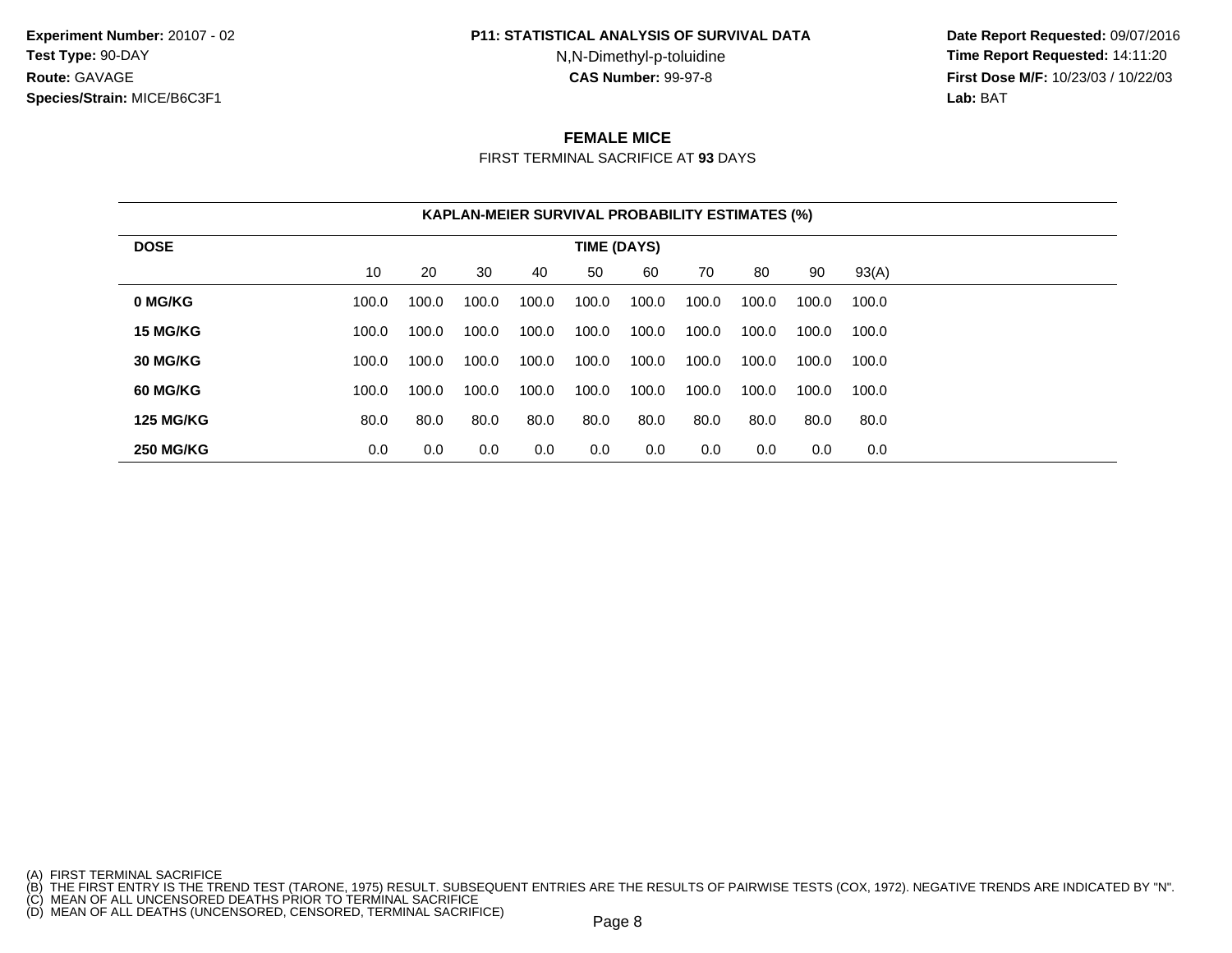Experiment Number: 20107 - 02
Test Type: 90-DAY
Route: GAVAGE
Species/Strain: MICE/B6C3F1

**P11: STATISTICAL ANALYSIS OF SURVIVAL DATA**
N,N-Dimethyl-p-toluidine
**CAS Number:** 99-97-8

Date Report Requested: 09/07/2016
Time Report Requested: 14:11:20
First Dose M/F: 10/23/03 / 10/22/03
Lab: BAT

## FEMALE MICE

FIRST TERMINAL SACRIFICE AT **93** DAYS

**KAPLAN-MEIER SURVIVAL PROBABILITY ESTIMATES (%)**

| DOSE | TIME (DAYS) | | | | | | | | | |
|---|---|---|---|---|---|---|---|---|---|---|
| | 10 | 20 | 30 | 40 | 50 | 60 | 70 | 80 | 90 | 93(A) |
| **0 MG/KG** | 100.0 | 100.0 | 100.0 | 100.0 | 100.0 | 100.0 | 100.0 | 100.0 | 100.0 | 100.0 |
| **15 MG/KG** | 100.0 | 100.0 | 100.0 | 100.0 | 100.0 | 100.0 | 100.0 | 100.0 | 100.0 | 100.0 |
| **30 MG/KG** | 100.0 | 100.0 | 100.0 | 100.0 | 100.0 | 100.0 | 100.0 | 100.0 | 100.0 | 100.0 |
| **60 MG/KG** | 100.0 | 100.0 | 100.0 | 100.0 | 100.0 | 100.0 | 100.0 | 100.0 | 100.0 | 100.0 |
| **125 MG/KG** | 80.0 | 80.0 | 80.0 | 80.0 | 80.0 | 80.0 | 80.0 | 80.0 | 80.0 | 80.0 |
| **250 MG/KG** | 0.0 | 0.0 | 0.0 | 0.0 | 0.0 | 0.0 | 0.0 | 0.0 | 0.0 | 0.0 |

(A) FIRST TERMINAL SACRIFICE
(B) THE FIRST ENTRY IS THE TREND TEST (TARONE, 1975) RESULT. SUBSEQUENT ENTRIES ARE THE RESULTS OF PAIRWISE TESTS (COX, 1972). NEGATIVE TRENDS ARE INDICATED BY "N".
(C) MEAN OF ALL UNCENSORED DEATHS PRIOR TO TERMINAL SACRIFICE
(D) MEAN OF ALL DEATHS (UNCENSORED, CENSORED, TERMINAL SACRIFICE)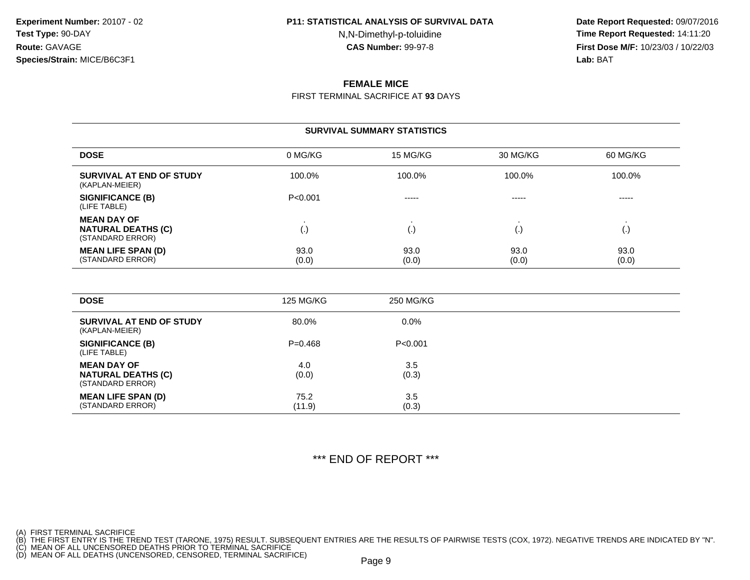**Experiment Number:** 20107 - 02
**Test Type:** 90-DAY
**Route:** GAVAGE
**Species/Strain:** MICE/B6C3F1

**P11: STATISTICAL ANALYSIS OF SURVIVAL DATA**
N,N-Dimethyl-p-toluidine
**CAS Number:** 99-97-8

**Date Report Requested:** 09/07/2016
**Time Report Requested:** 14:11:20
**First Dose M/F:** 10/23/03 / 10/22/03
**Lab:** BAT

## FEMALE MICE

FIRST TERMINAL SACRIFICE AT **93** DAYS

### SURVIVAL SUMMARY STATISTICS

| DOSE | 0 MG/KG | 15 MG/KG | 30 MG/KG | 60 MG/KG |
|---|---|---|---|---|
| **SURVIVAL AT END OF STUDY** (KAPLAN-MEIER) | 100.0% | 100.0% | 100.0% | 100.0% |
| **SIGNIFICANCE (B)** (LIFE TABLE) | P<0.001 | ----- | ----- | ----- |
| **MEAN DAY OF NATURAL DEATHS (C)** (STANDARD ERROR) | . (.) | . (.) | . (.) | . (.) |
| **MEAN LIFE SPAN (D)** (STANDARD ERROR) | 93.0 (0.0) | 93.0 (0.0) | 93.0 (0.0) | 93.0 (0.0) |

| DOSE | 125 MG/KG | 250 MG/KG |
|---|---|---|
| **SURVIVAL AT END OF STUDY** (KAPLAN-MEIER) | 80.0% | 0.0% |
| **SIGNIFICANCE (B)** (LIFE TABLE) | P=0.468 | P<0.001 |
| **MEAN DAY OF NATURAL DEATHS (C)** (STANDARD ERROR) | 4.0 (0.0) | 3.5 (0.3) |
| **MEAN LIFE SPAN (D)** (STANDARD ERROR) | 75.2 (11.9) | 3.5 (0.3) |

\*\*\* END OF REPORT \*\*\*

(A) FIRST TERMINAL SACRIFICE
(B) THE FIRST ENTRY IS THE TREND TEST (TARONE, 1975) RESULT. SUBSEQUENT ENTRIES ARE THE RESULTS OF PAIRWISE TESTS (COX, 1972). NEGATIVE TRENDS ARE INDICATED BY "N".
(C) MEAN OF ALL UNCENSORED DEATHS PRIOR TO TERMINAL SACRIFICE
(D) MEAN OF ALL DEATHS (UNCENSORED, CENSORED, TERMINAL SACRIFICE)